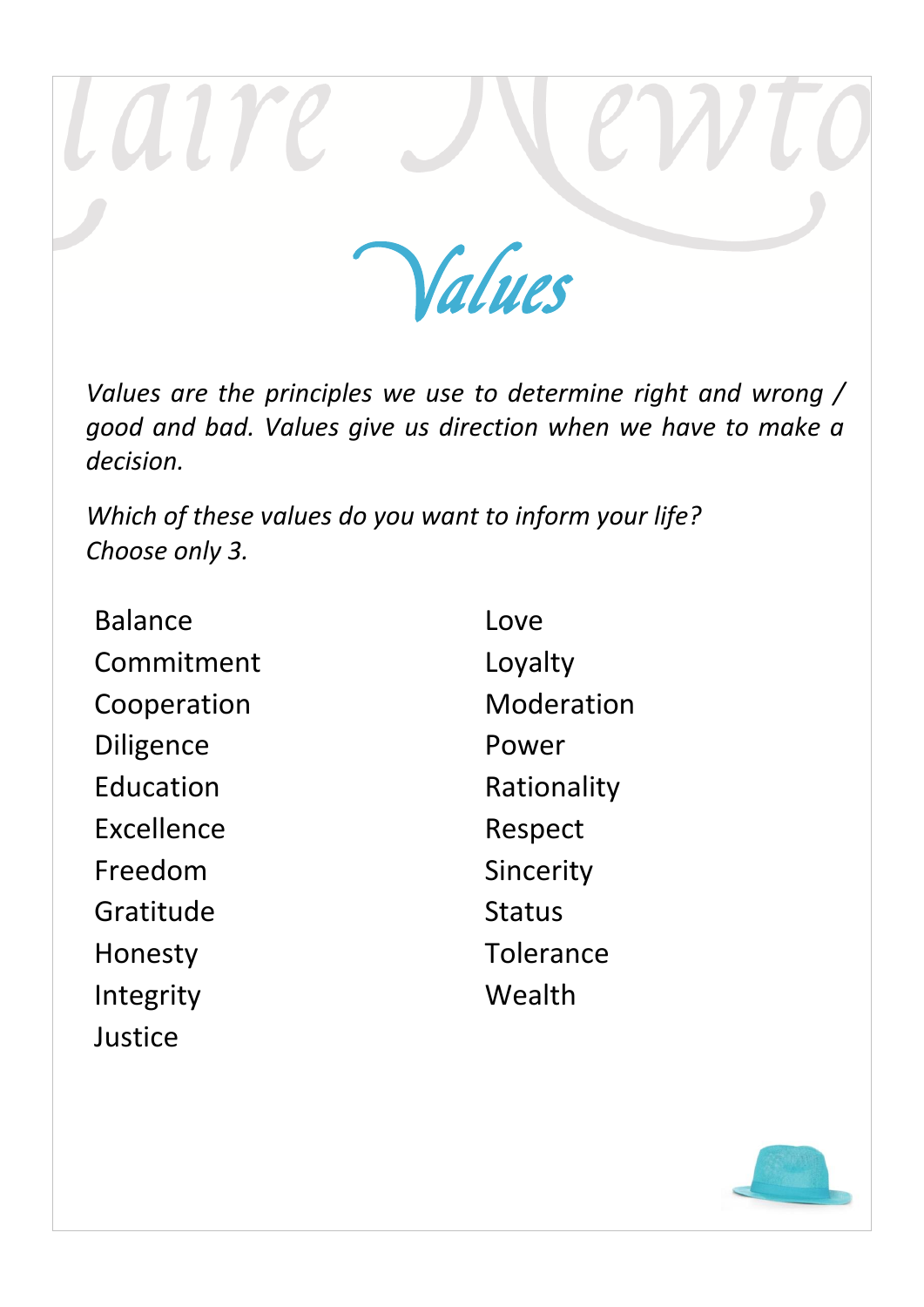# Values

*Values are the principles we use to determine right and wrong / good and bad. Values give us direction when we have to make a decision.*

*Which of these values do you want to inform your life?*
*Choose only 3.*

- Balance
- Commitment
- Cooperation
- Diligence
- Education
- Excellence
- Freedom
- Gratitude
- Honesty
- Integrity
- Justice
- Love
- Loyalty
- Moderation
- Power
- Rationality
- Respect
- Sincerity
- Status
- Tolerance
- Wealth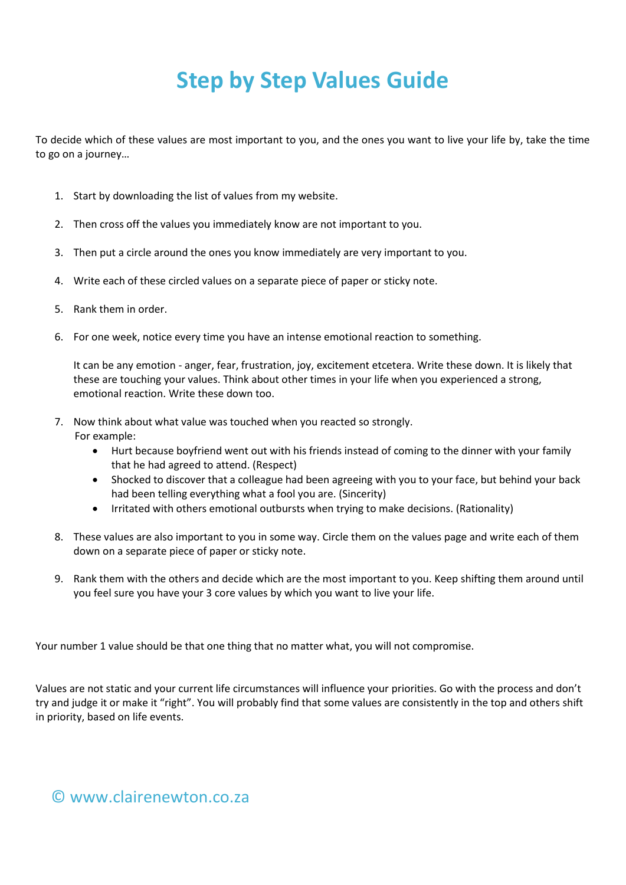# Step by Step Values Guide

To decide which of these values are most important to you, and the ones you want to live your life by, take the time to go on a journey…

1. Start by downloading the list of values from my website.

2. Then cross off the values you immediately know are not important to you.

3. Then put a circle around the ones you know immediately are very important to you.

4. Write each of these circled values on a separate piece of paper or sticky note.

5. Rank them in order.

6. For one week, notice every time you have an intense emotional reaction to something.

   It can be any emotion - anger, fear, frustration, joy, excitement etcetera. Write these down. It is likely that these are touching your values. Think about other times in your life when you experienced a strong, emotional reaction. Write these down too.

7. Now think about what value was touched when you reacted so strongly.
   For example:
   - Hurt because boyfriend went out with his friends instead of coming to the dinner with your family that he had agreed to attend. (Respect)
   - Shocked to discover that a colleague had been agreeing with you to your face, but behind your back had been telling everything what a fool you are. (Sincerity)
   - Irritated with others emotional outbursts when trying to make decisions. (Rationality)

8. These values are also important to you in some way. Circle them on the values page and write each of them down on a separate piece of paper or sticky note.

9. Rank them with the others and decide which are the most important to you. Keep shifting them around until you feel sure you have your 3 core values by which you want to live your life.

Your number 1 value should be that one thing that no matter what, you will not compromise.

Values are not static and your current life circumstances will influence your priorities. Go with the process and don't try and judge it or make it "right". You will probably find that some values are consistently in the top and others shift in priority, based on life events.

© www.clairenewton.co.za